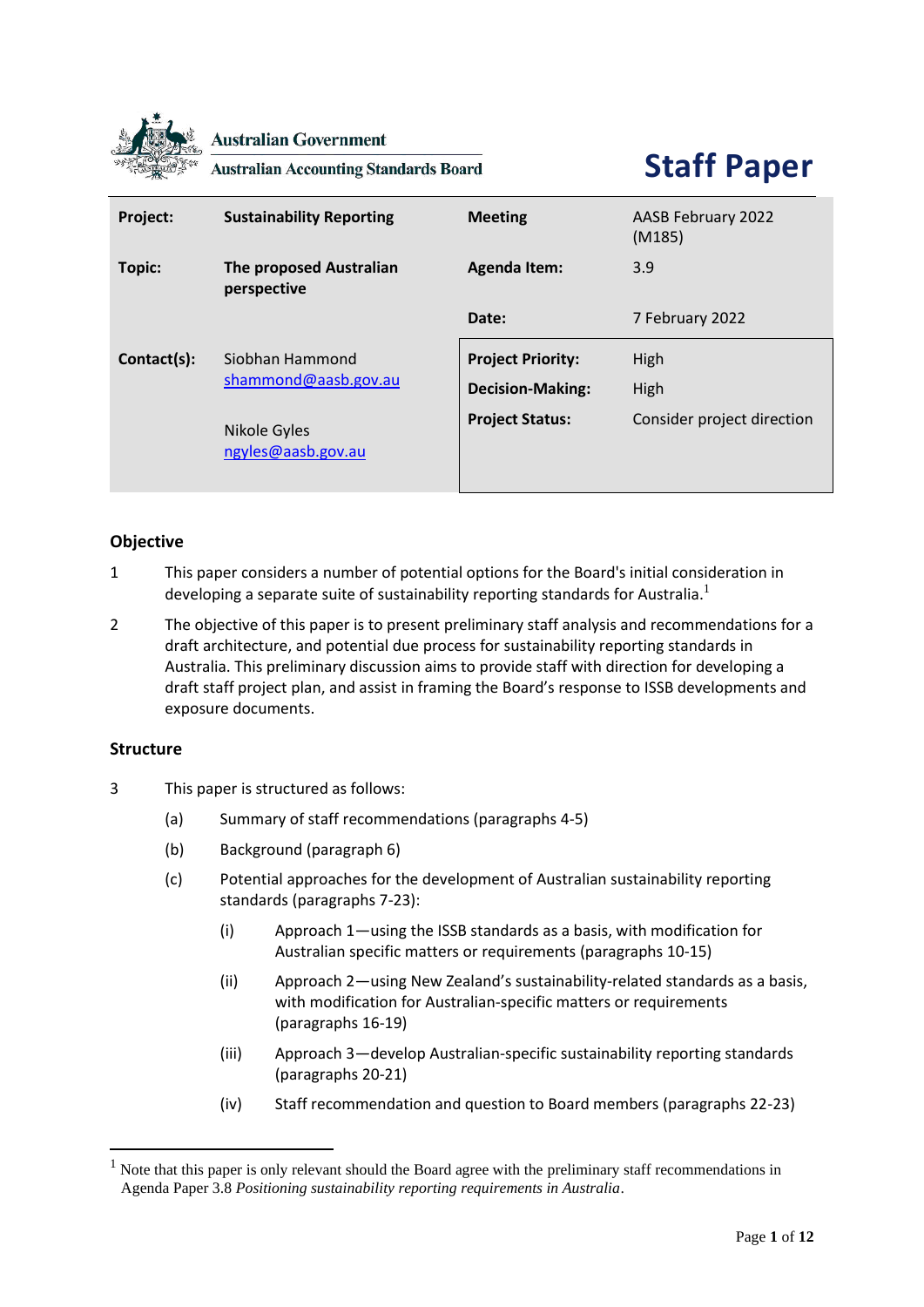Australian Government

Australian Accounting Standards Board

# Staff Paper

| | | | |
|---|---|---|---|
| **Project:** | **Sustainability Reporting** | **Meeting** | AASB February 2022 (M185) |
| **Topic:** | **The proposed Australian perspective** | **Agenda Item:** | 3.9 |
| | | **Date:** | 7 February 2022 |
| **Contact(s):** | Siobhan Hammond shammond@aasb.gov.au<br><br>Nikole Gyles ngyles@aasb.gov.au | **Project Priority:**<br>**Decision-Making:**<br>**Project Status:** | High<br>High<br>Consider project direction |

## Objective

1. This paper considers a number of potential options for the Board's initial consideration in developing a separate suite of sustainability reporting standards for Australia.[1]

2. The objective of this paper is to present preliminary staff analysis and recommendations for a draft architecture, and potential due process for sustainability reporting standards in Australia. This preliminary discussion aims to provide staff with direction for developing a draft staff project plan, and assist in framing the Board's response to ISSB developments and exposure documents.

## Structure

3. This paper is structured as follows:
   - (a) Summary of staff recommendations (paragraphs 4-5)
   - (b) Background (paragraph 6)
   - (c) Potential approaches for the development of Australian sustainability reporting standards (paragraphs 7-23):
     - (i) Approach 1—using the ISSB standards as a basis, with modification for Australian specific matters or requirements (paragraphs 10-15)
     - (ii) Approach 2—using New Zealand's sustainability-related standards as a basis, with modification for Australian-specific matters or requirements (paragraphs 16-19)
     - (iii) Approach 3—develop Australian-specific sustainability reporting standards (paragraphs 20-21)
     - (iv) Staff recommendation and question to Board members (paragraphs 22-23)

[1] Note that this paper is only relevant should the Board agree with the preliminary staff recommendations in Agenda Paper 3.8 *Positioning sustainability reporting requirements in Australia*.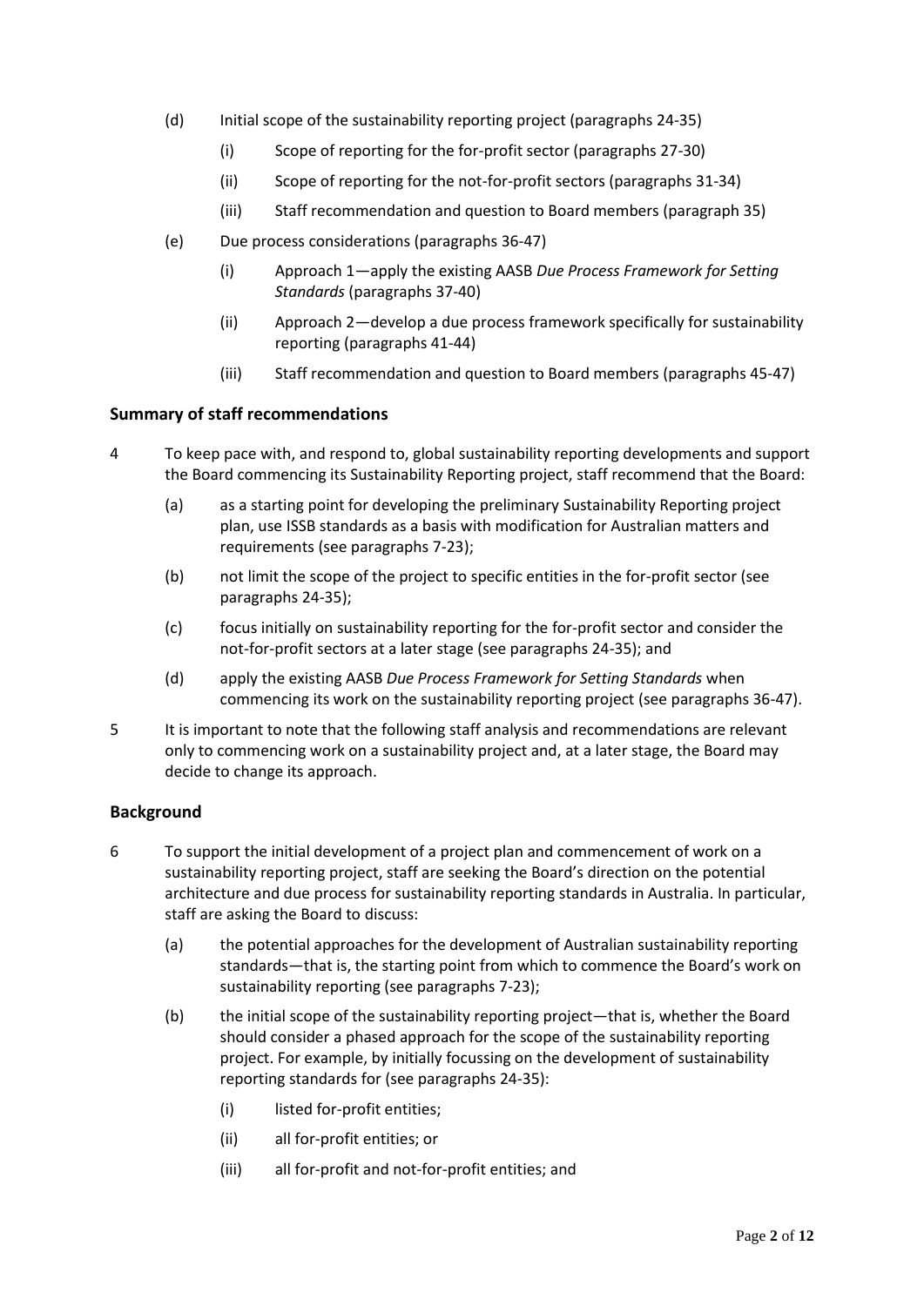(d) Initial scope of the sustainability reporting project (paragraphs 24-35)

   (i) Scope of reporting for the for-profit sector (paragraphs 27-30)

   (ii) Scope of reporting for the not-for-profit sectors (paragraphs 31-34)

   (iii) Staff recommendation and question to Board members (paragraph 35)

(e) Due process considerations (paragraphs 36-47)

   (i) Approach 1—apply the existing AASB *Due Process Framework for Setting Standards* (paragraphs 37-40)

   (ii) Approach 2—develop a due process framework specifically for sustainability reporting (paragraphs 41-44)

   (iii) Staff recommendation and question to Board members (paragraphs 45-47)

## Summary of staff recommendations

4 To keep pace with, and respond to, global sustainability reporting developments and support the Board commencing its Sustainability Reporting project, staff recommend that the Board:

   (a) as a starting point for developing the preliminary Sustainability Reporting project plan, use ISSB standards as a basis with modification for Australian matters and requirements (see paragraphs 7-23);

   (b) not limit the scope of the project to specific entities in the for-profit sector (see paragraphs 24-35);

   (c) focus initially on sustainability reporting for the for-profit sector and consider the not-for-profit sectors at a later stage (see paragraphs 24-35); and

   (d) apply the existing AASB *Due Process Framework for Setting Standards* when commencing its work on the sustainability reporting project (see paragraphs 36-47).

5 It is important to note that the following staff analysis and recommendations are relevant only to commencing work on a sustainability project and, at a later stage, the Board may decide to change its approach.

## Background

6 To support the initial development of a project plan and commencement of work on a sustainability reporting project, staff are seeking the Board's direction on the potential architecture and due process for sustainability reporting standards in Australia. In particular, staff are asking the Board to discuss:

   (a) the potential approaches for the development of Australian sustainability reporting standards—that is, the starting point from which to commence the Board's work on sustainability reporting (see paragraphs 7-23);

   (b) the initial scope of the sustainability reporting project—that is, whether the Board should consider a phased approach for the scope of the sustainability reporting project. For example, by initially focussing on the development of sustainability reporting standards for (see paragraphs 24-35):

      (i) listed for-profit entities;

      (ii) all for-profit entities; or

      (iii) all for-profit and not-for-profit entities; and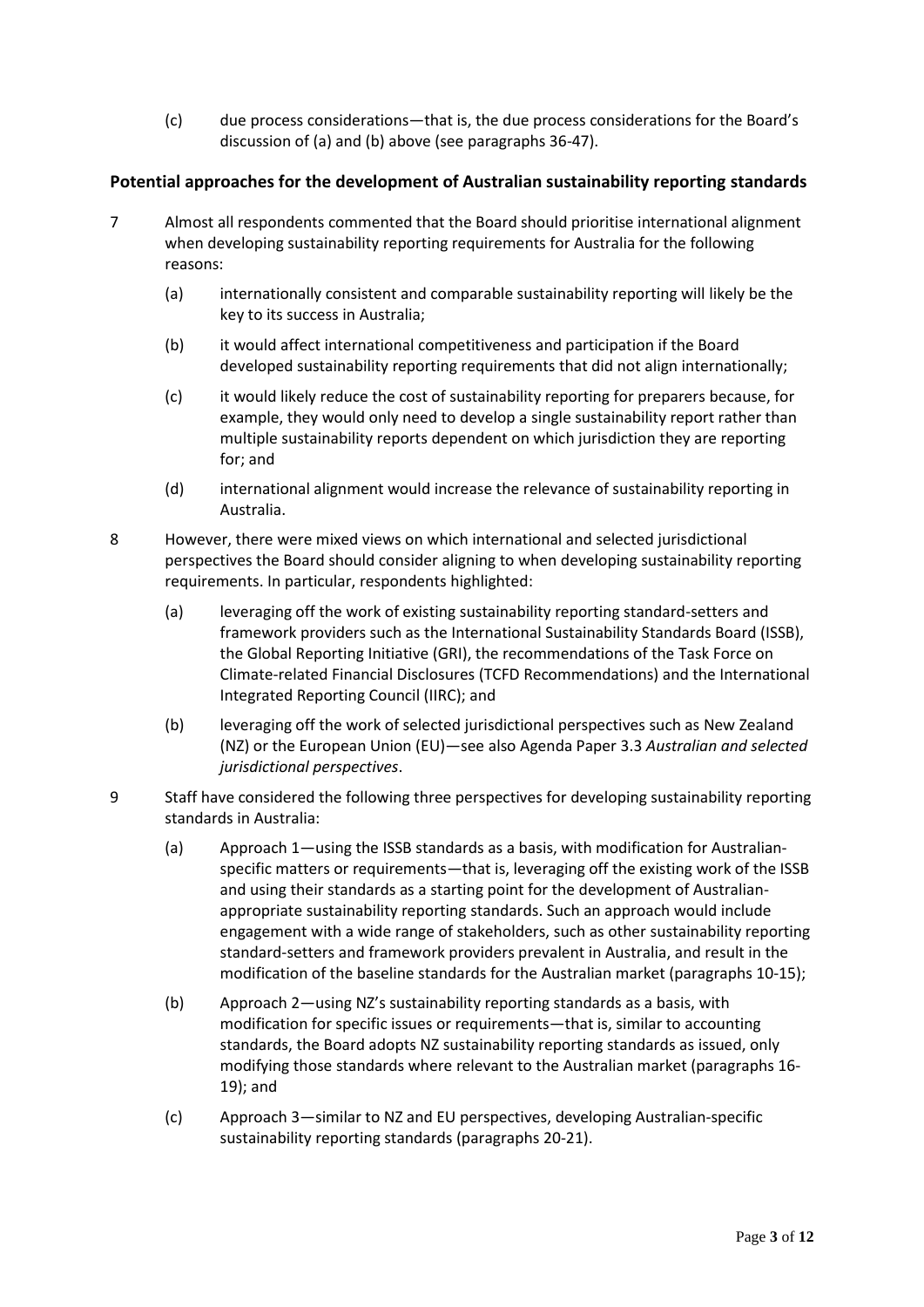(c) due process considerations—that is, the due process considerations for the Board's discussion of (a) and (b) above (see paragraphs 36-47).

### Potential approaches for the development of Australian sustainability reporting standards

7 Almost all respondents commented that the Board should prioritise international alignment when developing sustainability reporting requirements for Australia for the following reasons:

(a) internationally consistent and comparable sustainability reporting will likely be the key to its success in Australia;

(b) it would affect international competitiveness and participation if the Board developed sustainability reporting requirements that did not align internationally;

(c) it would likely reduce the cost of sustainability reporting for preparers because, for example, they would only need to develop a single sustainability report rather than multiple sustainability reports dependent on which jurisdiction they are reporting for; and

(d) international alignment would increase the relevance of sustainability reporting in Australia.

8 However, there were mixed views on which international and selected jurisdictional perspectives the Board should consider aligning to when developing sustainability reporting requirements. In particular, respondents highlighted:

(a) leveraging off the work of existing sustainability reporting standard-setters and framework providers such as the International Sustainability Standards Board (ISSB), the Global Reporting Initiative (GRI), the recommendations of the Task Force on Climate-related Financial Disclosures (TCFD Recommendations) and the International Integrated Reporting Council (IIRC); and

(b) leveraging off the work of selected jurisdictional perspectives such as New Zealand (NZ) or the European Union (EU)—see also Agenda Paper 3.3 *Australian and selected jurisdictional perspectives*.

9 Staff have considered the following three perspectives for developing sustainability reporting standards in Australia:

(a) Approach 1—using the ISSB standards as a basis, with modification for Australian-specific matters or requirements—that is, leveraging off the existing work of the ISSB and using their standards as a starting point for the development of Australian-appropriate sustainability reporting standards. Such an approach would include engagement with a wide range of stakeholders, such as other sustainability reporting standard-setters and framework providers prevalent in Australia, and result in the modification of the baseline standards for the Australian market (paragraphs 10-15);

(b) Approach 2—using NZ's sustainability reporting standards as a basis, with modification for specific issues or requirements—that is, similar to accounting standards, the Board adopts NZ sustainability reporting standards as issued, only modifying those standards where relevant to the Australian market (paragraphs 16-19); and

(c) Approach 3—similar to NZ and EU perspectives, developing Australian-specific sustainability reporting standards (paragraphs 20-21).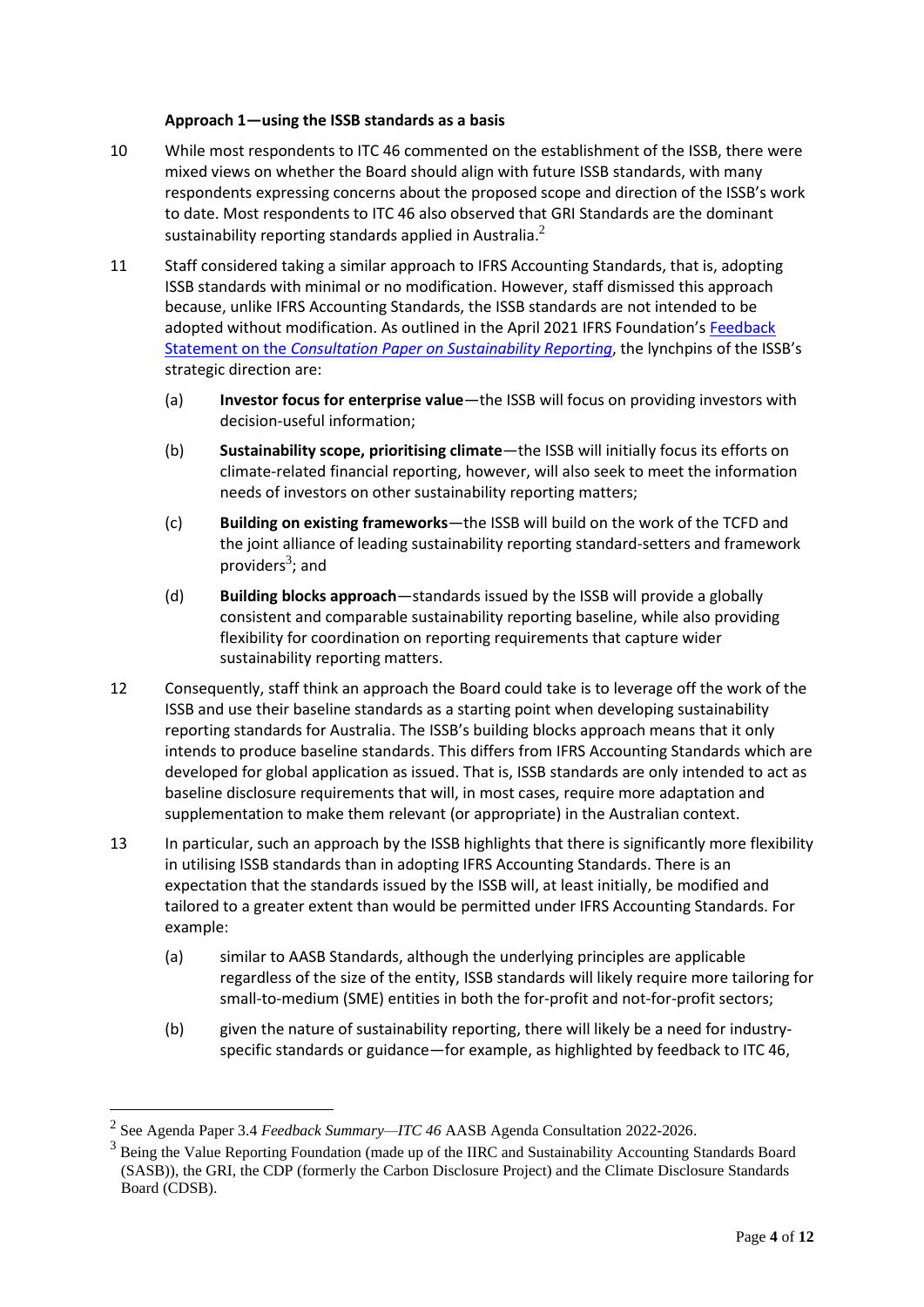**Approach 1—using the ISSB standards as a basis**

10 While most respondents to ITC 46 commented on the establishment of the ISSB, there were mixed views on whether the Board should align with future ISSB standards, with many respondents expressing concerns about the proposed scope and direction of the ISSB's work to date. Most respondents to ITC 46 also observed that GRI Standards are the dominant sustainability reporting standards applied in Australia.[2]

11 Staff considered taking a similar approach to IFRS Accounting Standards, that is, adopting ISSB standards with minimal or no modification. However, staff dismissed this approach because, unlike IFRS Accounting Standards, the ISSB standards are not intended to be adopted without modification. As outlined in the April 2021 IFRS Foundation's Feedback Statement on the *Consultation Paper on Sustainability Reporting*, the lynchpins of the ISSB's strategic direction are:

(a) **Investor focus for enterprise value**—the ISSB will focus on providing investors with decision-useful information;

(b) **Sustainability scope, prioritising climate**—the ISSB will initially focus its efforts on climate-related financial reporting, however, will also seek to meet the information needs of investors on other sustainability reporting matters;

(c) **Building on existing frameworks**—the ISSB will build on the work of the TCFD and the joint alliance of leading sustainability reporting standard-setters and framework providers[3]; and

(d) **Building blocks approach**—standards issued by the ISSB will provide a globally consistent and comparable sustainability reporting baseline, while also providing flexibility for coordination on reporting requirements that capture wider sustainability reporting matters.

12 Consequently, staff think an approach the Board could take is to leverage off the work of the ISSB and use their baseline standards as a starting point when developing sustainability reporting standards for Australia. The ISSB's building blocks approach means that it only intends to produce baseline standards. This differs from IFRS Accounting Standards which are developed for global application as issued. That is, ISSB standards are only intended to act as baseline disclosure requirements that will, in most cases, require more adaptation and supplementation to make them relevant (or appropriate) in the Australian context.

13 In particular, such an approach by the ISSB highlights that there is significantly more flexibility in utilising ISSB standards than in adopting IFRS Accounting Standards. There is an expectation that the standards issued by the ISSB will, at least initially, be modified and tailored to a greater extent than would be permitted under IFRS Accounting Standards. For example:

(a) similar to AASB Standards, although the underlying principles are applicable regardless of the size of the entity, ISSB standards will likely require more tailoring for small-to-medium (SME) entities in both the for-profit and not-for-profit sectors;

(b) given the nature of sustainability reporting, there will likely be a need for industry-specific standards or guidance—for example, as highlighted by feedback to ITC 46,

---

[2] See Agenda Paper 3.4 *Feedback Summary—ITC 46* AASB Agenda Consultation 2022-2026.

[3] Being the Value Reporting Foundation (made up of the IIRC and Sustainability Accounting Standards Board (SASB)), the GRI, the CDP (formerly the Carbon Disclosure Project) and the Climate Disclosure Standards Board (CDSB).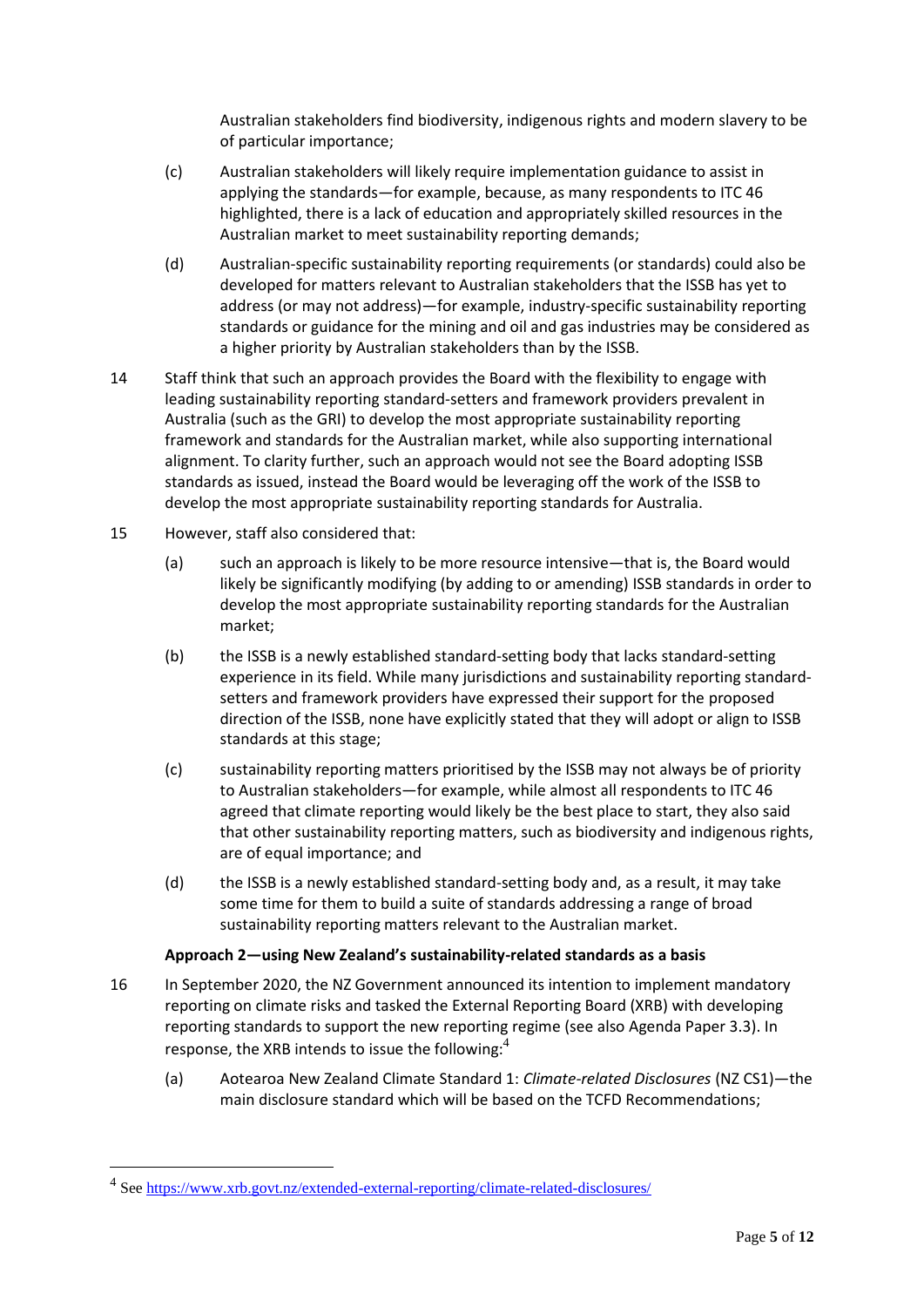Australian stakeholders find biodiversity, indigenous rights and modern slavery to be of particular importance;

(c) Australian stakeholders will likely require implementation guidance to assist in applying the standards—for example, because, as many respondents to ITC 46 highlighted, there is a lack of education and appropriately skilled resources in the Australian market to meet sustainability reporting demands;

(d) Australian-specific sustainability reporting requirements (or standards) could also be developed for matters relevant to Australian stakeholders that the ISSB has yet to address (or may not address)—for example, industry-specific sustainability reporting standards or guidance for the mining and oil and gas industries may be considered as a higher priority by Australian stakeholders than by the ISSB.

14 Staff think that such an approach provides the Board with the flexibility to engage with leading sustainability reporting standard-setters and framework providers prevalent in Australia (such as the GRI) to develop the most appropriate sustainability reporting framework and standards for the Australian market, while also supporting international alignment. To clarity further, such an approach would not see the Board adopting ISSB standards as issued, instead the Board would be leveraging off the work of the ISSB to develop the most appropriate sustainability reporting standards for Australia.

15 However, staff also considered that:

(a) such an approach is likely to be more resource intensive—that is, the Board would likely be significantly modifying (by adding to or amending) ISSB standards in order to develop the most appropriate sustainability reporting standards for the Australian market;

(b) the ISSB is a newly established standard-setting body that lacks standard-setting experience in its field. While many jurisdictions and sustainability reporting standard-setters and framework providers have expressed their support for the proposed direction of the ISSB, none have explicitly stated that they will adopt or align to ISSB standards at this stage;

(c) sustainability reporting matters prioritised by the ISSB may not always be of priority to Australian stakeholders—for example, while almost all respondents to ITC 46 agreed that climate reporting would likely be the best place to start, they also said that other sustainability reporting matters, such as biodiversity and indigenous rights, are of equal importance; and

(d) the ISSB is a newly established standard-setting body and, as a result, it may take some time for them to build a suite of standards addressing a range of broad sustainability reporting matters relevant to the Australian market.

**Approach 2—using New Zealand's sustainability-related standards as a basis**

16 In September 2020, the NZ Government announced its intention to implement mandatory reporting on climate risks and tasked the External Reporting Board (XRB) with developing reporting standards to support the new reporting regime (see also Agenda Paper 3.3). In response, the XRB intends to issue the following:[4]

(a) Aotearoa New Zealand Climate Standard 1: *Climate-related Disclosures* (NZ CS1)—the main disclosure standard which will be based on the TCFD Recommendations;

[4] See https://www.xrb.govt.nz/extended-external-reporting/climate-related-disclosures/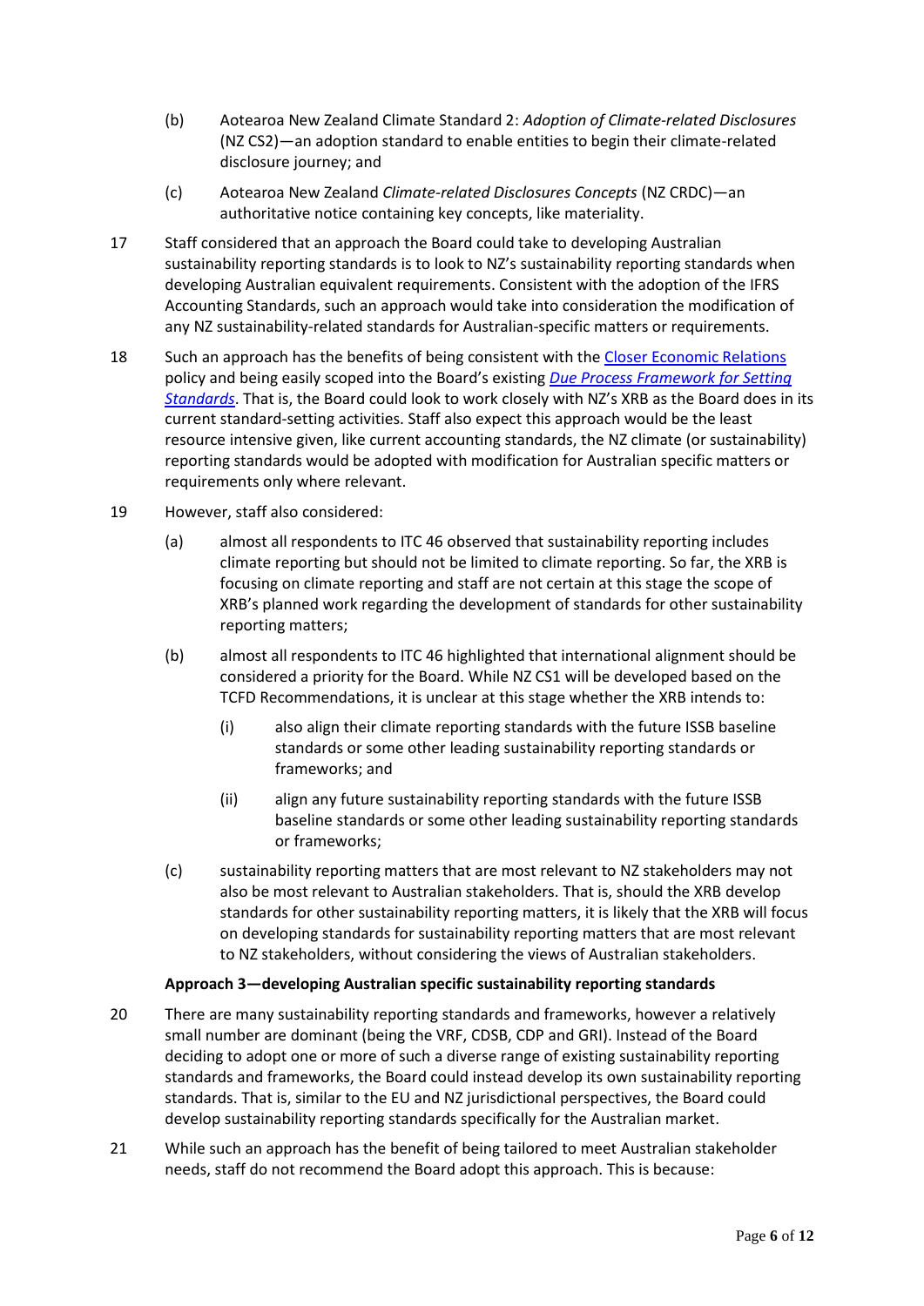(b) Aotearoa New Zealand Climate Standard 2: *Adoption of Climate-related Disclosures* (NZ CS2)—an adoption standard to enable entities to begin their climate-related disclosure journey; and

(c) Aotearoa New Zealand *Climate-related Disclosures Concepts* (NZ CRDC)—an authoritative notice containing key concepts, like materiality.

17 Staff considered that an approach the Board could take to developing Australian sustainability reporting standards is to look to NZ's sustainability reporting standards when developing Australian equivalent requirements. Consistent with the adoption of the IFRS Accounting Standards, such an approach would take into consideration the modification of any NZ sustainability-related standards for Australian-specific matters or requirements.

18 Such an approach has the benefits of being consistent with the Closer Economic Relations policy and being easily scoped into the Board's existing *Due Process Framework for Setting Standards*. That is, the Board could look to work closely with NZ's XRB as the Board does in its current standard-setting activities. Staff also expect this approach would be the least resource intensive given, like current accounting standards, the NZ climate (or sustainability) reporting standards would be adopted with modification for Australian specific matters or requirements only where relevant.

19 However, staff also considered:

(a) almost all respondents to ITC 46 observed that sustainability reporting includes climate reporting but should not be limited to climate reporting. So far, the XRB is focusing on climate reporting and staff are not certain at this stage the scope of XRB's planned work regarding the development of standards for other sustainability reporting matters;

(b) almost all respondents to ITC 46 highlighted that international alignment should be considered a priority for the Board. While NZ CS1 will be developed based on the TCFD Recommendations, it is unclear at this stage whether the XRB intends to:

(i) also align their climate reporting standards with the future ISSB baseline standards or some other leading sustainability reporting standards or frameworks; and

(ii) align any future sustainability reporting standards with the future ISSB baseline standards or some other leading sustainability reporting standards or frameworks;

(c) sustainability reporting matters that are most relevant to NZ stakeholders may not also be most relevant to Australian stakeholders. That is, should the XRB develop standards for other sustainability reporting matters, it is likely that the XRB will focus on developing standards for sustainability reporting matters that are most relevant to NZ stakeholders, without considering the views of Australian stakeholders.

**Approach 3—developing Australian specific sustainability reporting standards**

20 There are many sustainability reporting standards and frameworks, however a relatively small number are dominant (being the VRF, CDSB, CDP and GRI). Instead of the Board deciding to adopt one or more of such a diverse range of existing sustainability reporting standards and frameworks, the Board could instead develop its own sustainability reporting standards. That is, similar to the EU and NZ jurisdictional perspectives, the Board could develop sustainability reporting standards specifically for the Australian market.

21 While such an approach has the benefit of being tailored to meet Australian stakeholder needs, staff do not recommend the Board adopt this approach. This is because: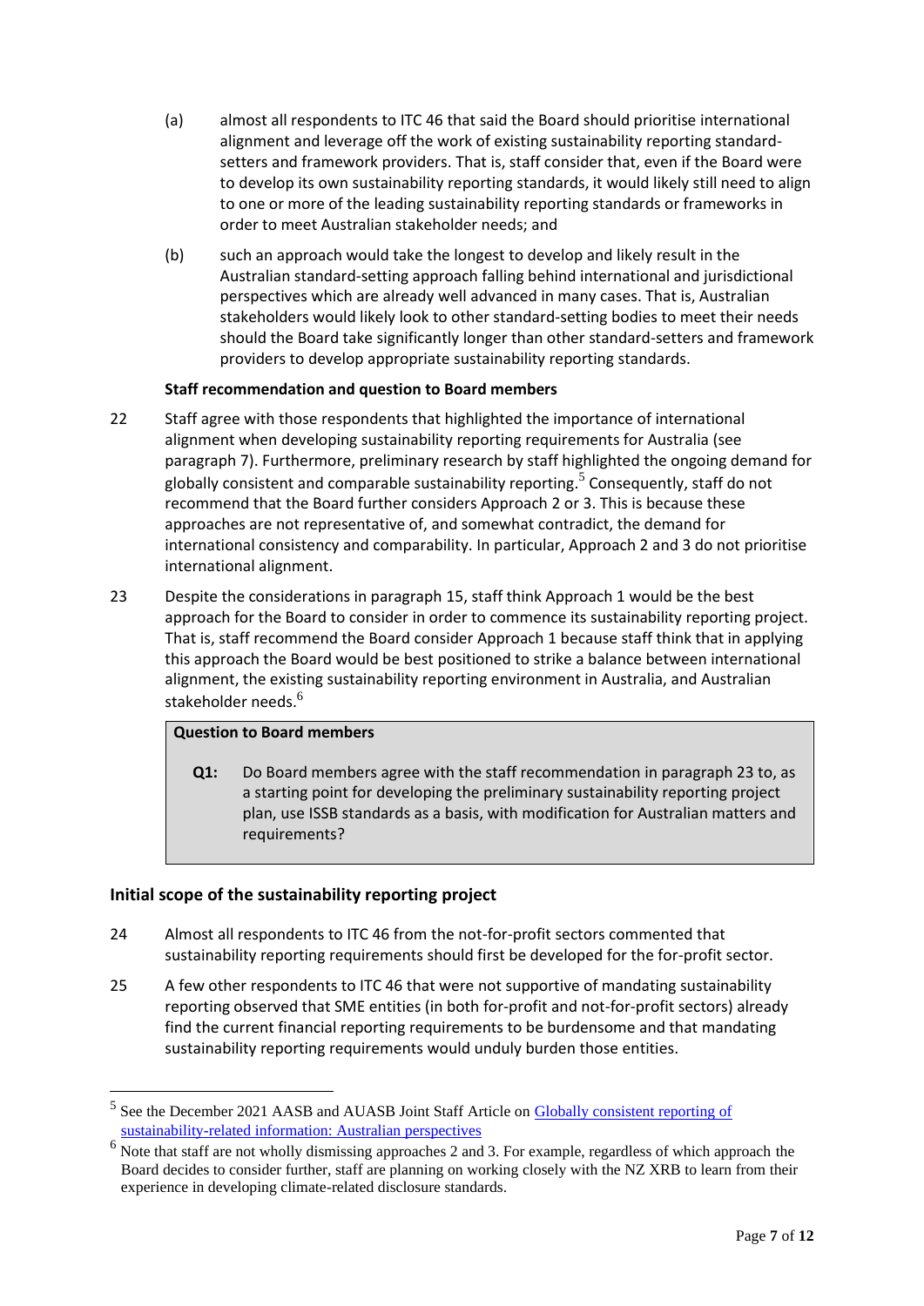(a) almost all respondents to ITC 46 that said the Board should prioritise international alignment and leverage off the work of existing sustainability reporting standard-setters and framework providers. That is, staff consider that, even if the Board were to develop its own sustainability reporting standards, it would likely still need to align to one or more of the leading sustainability reporting standards or frameworks in order to meet Australian stakeholder needs; and

(b) such an approach would take the longest to develop and likely result in the Australian standard-setting approach falling behind international and jurisdictional perspectives which are already well advanced in many cases. That is, Australian stakeholders would likely look to other standard-setting bodies to meet their needs should the Board take significantly longer than other standard-setters and framework providers to develop appropriate sustainability reporting standards.

**Staff recommendation and question to Board members**

22 Staff agree with those respondents that highlighted the importance of international alignment when developing sustainability reporting requirements for Australia (see paragraph 7). Furthermore, preliminary research by staff highlighted the ongoing demand for globally consistent and comparable sustainability reporting.[5] Consequently, staff do not recommend that the Board further considers Approach 2 or 3. This is because these approaches are not representative of, and somewhat contradict, the demand for international consistency and comparability. In particular, Approach 2 and 3 do not prioritise international alignment.

23 Despite the considerations in paragraph 15, staff think Approach 1 would be the best approach for the Board to consider in order to commence its sustainability reporting project. That is, staff recommend the Board consider Approach 1 because staff think that in applying this approach the Board would be best positioned to strike a balance between international alignment, the existing sustainability reporting environment in Australia, and Australian stakeholder needs.[6]

> **Question to Board members**
>
> **Q1:** Do Board members agree with the staff recommendation in paragraph 23 to, as a starting point for developing the preliminary sustainability reporting project plan, use ISSB standards as a basis, with modification for Australian matters and requirements?

## Initial scope of the sustainability reporting project

24 Almost all respondents to ITC 46 from the not-for-profit sectors commented that sustainability reporting requirements should first be developed for the for-profit sector.

25 A few other respondents to ITC 46 that were not supportive of mandating sustainability reporting observed that SME entities (in both for-profit and not-for-profit sectors) already find the current financial reporting requirements to be burdensome and that mandating sustainability reporting requirements would unduly burden those entities.

---

[5] See the December 2021 AASB and AUASB Joint Staff Article on Globally consistent reporting of sustainability-related information: Australian perspectives

[6] Note that staff are not wholly dismissing approaches 2 and 3. For example, regardless of which approach the Board decides to consider further, staff are planning on working closely with the NZ XRB to learn from their experience in developing climate-related disclosure standards.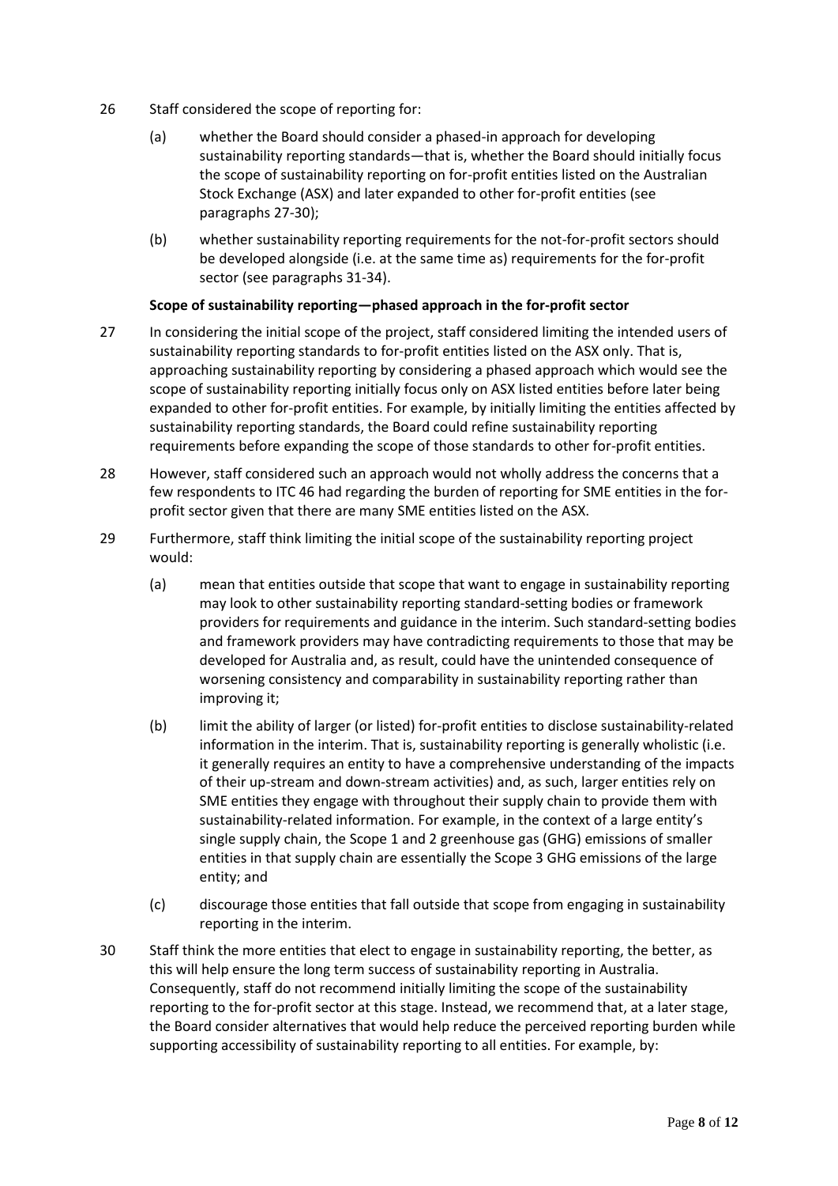26 Staff considered the scope of reporting for:

(a) whether the Board should consider a phased-in approach for developing sustainability reporting standards—that is, whether the Board should initially focus the scope of sustainability reporting on for-profit entities listed on the Australian Stock Exchange (ASX) and later expanded to other for-profit entities (see paragraphs 27-30);

(b) whether sustainability reporting requirements for the not-for-profit sectors should be developed alongside (i.e. at the same time as) requirements for the for-profit sector (see paragraphs 31-34).

**Scope of sustainability reporting—phased approach in the for-profit sector**

27 In considering the initial scope of the project, staff considered limiting the intended users of sustainability reporting standards to for-profit entities listed on the ASX only. That is, approaching sustainability reporting by considering a phased approach which would see the scope of sustainability reporting initially focus only on ASX listed entities before later being expanded to other for-profit entities. For example, by initially limiting the entities affected by sustainability reporting standards, the Board could refine sustainability reporting requirements before expanding the scope of those standards to other for-profit entities.

28 However, staff considered such an approach would not wholly address the concerns that a few respondents to ITC 46 had regarding the burden of reporting for SME entities in the for-profit sector given that there are many SME entities listed on the ASX.

29 Furthermore, staff think limiting the initial scope of the sustainability reporting project would:

(a) mean that entities outside that scope that want to engage in sustainability reporting may look to other sustainability reporting standard-setting bodies or framework providers for requirements and guidance in the interim. Such standard-setting bodies and framework providers may have contradicting requirements to those that may be developed for Australia and, as result, could have the unintended consequence of worsening consistency and comparability in sustainability reporting rather than improving it;

(b) limit the ability of larger (or listed) for-profit entities to disclose sustainability-related information in the interim. That is, sustainability reporting is generally wholistic (i.e. it generally requires an entity to have a comprehensive understanding of the impacts of their up-stream and down-stream activities) and, as such, larger entities rely on SME entities they engage with throughout their supply chain to provide them with sustainability-related information. For example, in the context of a large entity's single supply chain, the Scope 1 and 2 greenhouse gas (GHG) emissions of smaller entities in that supply chain are essentially the Scope 3 GHG emissions of the large entity; and

(c) discourage those entities that fall outside that scope from engaging in sustainability reporting in the interim.

30 Staff think the more entities that elect to engage in sustainability reporting, the better, as this will help ensure the long term success of sustainability reporting in Australia. Consequently, staff do not recommend initially limiting the scope of the sustainability reporting to the for-profit sector at this stage. Instead, we recommend that, at a later stage, the Board consider alternatives that would help reduce the perceived reporting burden while supporting accessibility of sustainability reporting to all entities. For example, by: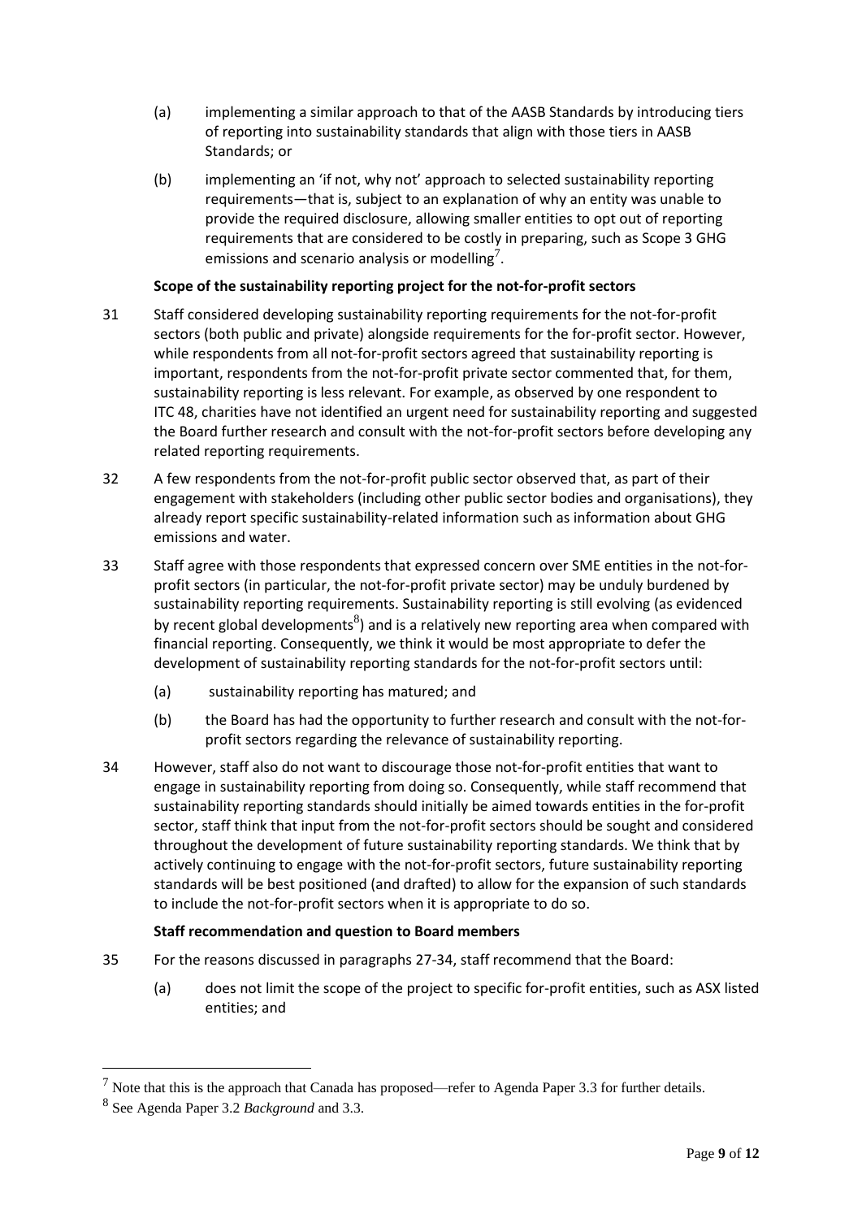(a) implementing a similar approach to that of the AASB Standards by introducing tiers of reporting into sustainability standards that align with those tiers in AASB Standards; or

(b) implementing an 'if not, why not' approach to selected sustainability reporting requirements—that is, subject to an explanation of why an entity was unable to provide the required disclosure, allowing smaller entities to opt out of reporting requirements that are considered to be costly in preparing, such as Scope 3 GHG emissions and scenario analysis or modelling[7].

**Scope of the sustainability reporting project for the not-for-profit sectors**

31 Staff considered developing sustainability reporting requirements for the not-for-profit sectors (both public and private) alongside requirements for the for-profit sector. However, while respondents from all not-for-profit sectors agreed that sustainability reporting is important, respondents from the not-for-profit private sector commented that, for them, sustainability reporting is less relevant. For example, as observed by one respondent to ITC 48, charities have not identified an urgent need for sustainability reporting and suggested the Board further research and consult with the not-for-profit sectors before developing any related reporting requirements.

32 A few respondents from the not-for-profit public sector observed that, as part of their engagement with stakeholders (including other public sector bodies and organisations), they already report specific sustainability-related information such as information about GHG emissions and water.

33 Staff agree with those respondents that expressed concern over SME entities in the not-for-profit sectors (in particular, the not-for-profit private sector) may be unduly burdened by sustainability reporting requirements. Sustainability reporting is still evolving (as evidenced by recent global developments[8]) and is a relatively new reporting area when compared with financial reporting. Consequently, we think it would be most appropriate to defer the development of sustainability reporting standards for the not-for-profit sectors until:

(a) sustainability reporting has matured; and

(b) the Board has had the opportunity to further research and consult with the not-for-profit sectors regarding the relevance of sustainability reporting.

34 However, staff also do not want to discourage those not-for-profit entities that want to engage in sustainability reporting from doing so. Consequently, while staff recommend that sustainability reporting standards should initially be aimed towards entities in the for-profit sector, staff think that input from the not-for-profit sectors should be sought and considered throughout the development of future sustainability reporting standards. We think that by actively continuing to engage with the not-for-profit sectors, future sustainability reporting standards will be best positioned (and drafted) to allow for the expansion of such standards to include the not-for-profit sectors when it is appropriate to do so.

**Staff recommendation and question to Board members**

35 For the reasons discussed in paragraphs 27-34, staff recommend that the Board:

(a) does not limit the scope of the project to specific for-profit entities, such as ASX listed entities; and

---

[7] Note that this is the approach that Canada has proposed—refer to Agenda Paper 3.3 for further details.

[8] See Agenda Paper 3.2 *Background* and 3.3.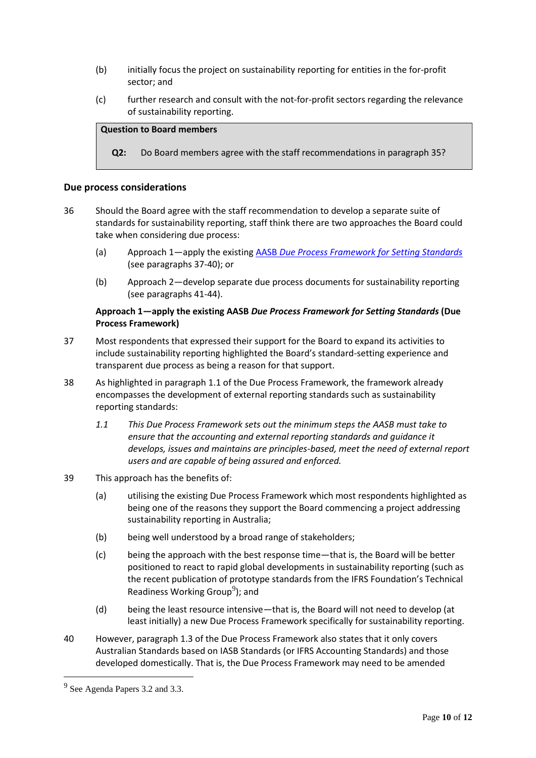(b) initially focus the project on sustainability reporting for entities in the for-profit sector; and

(c) further research and consult with the not-for-profit sectors regarding the relevance of sustainability reporting.

> **Question to Board members**
>
> **Q2:** Do Board members agree with the staff recommendations in paragraph 35?

### Due process considerations

36 Should the Board agree with the staff recommendation to develop a separate suite of standards for sustainability reporting, staff think there are two approaches the Board could take when considering due process:

(a) Approach 1—apply the existing AASB *Due Process Framework for Setting Standards* (see paragraphs 37-40); or

(b) Approach 2—develop separate due process documents for sustainability reporting (see paragraphs 41-44).

#### Approach 1—apply the existing AASB *Due Process Framework for Setting Standards* (Due Process Framework)

37 Most respondents that expressed their support for the Board to expand its activities to include sustainability reporting highlighted the Board's standard-setting experience and transparent due process as being a reason for that support.

38 As highlighted in paragraph 1.1 of the Due Process Framework, the framework already encompasses the development of external reporting standards such as sustainability reporting standards:

> *1.1 This Due Process Framework sets out the minimum steps the AASB must take to ensure that the accounting and external reporting standards and guidance it develops, issues and maintains are principles-based, meet the need of external report users and are capable of being assured and enforced.*

39 This approach has the benefits of:

(a) utilising the existing Due Process Framework which most respondents highlighted as being one of the reasons they support the Board commencing a project addressing sustainability reporting in Australia;

(b) being well understood by a broad range of stakeholders;

(c) being the approach with the best response time—that is, the Board will be better positioned to react to rapid global developments in sustainability reporting (such as the recent publication of prototype standards from the IFRS Foundation's Technical Readiness Working Group[9]); and

(d) being the least resource intensive—that is, the Board will not need to develop (at least initially) a new Due Process Framework specifically for sustainability reporting.

40 However, paragraph 1.3 of the Due Process Framework also states that it only covers Australian Standards based on IASB Standards (or IFRS Accounting Standards) and those developed domestically. That is, the Due Process Framework may need to be amended

[9] See Agenda Papers 3.2 and 3.3.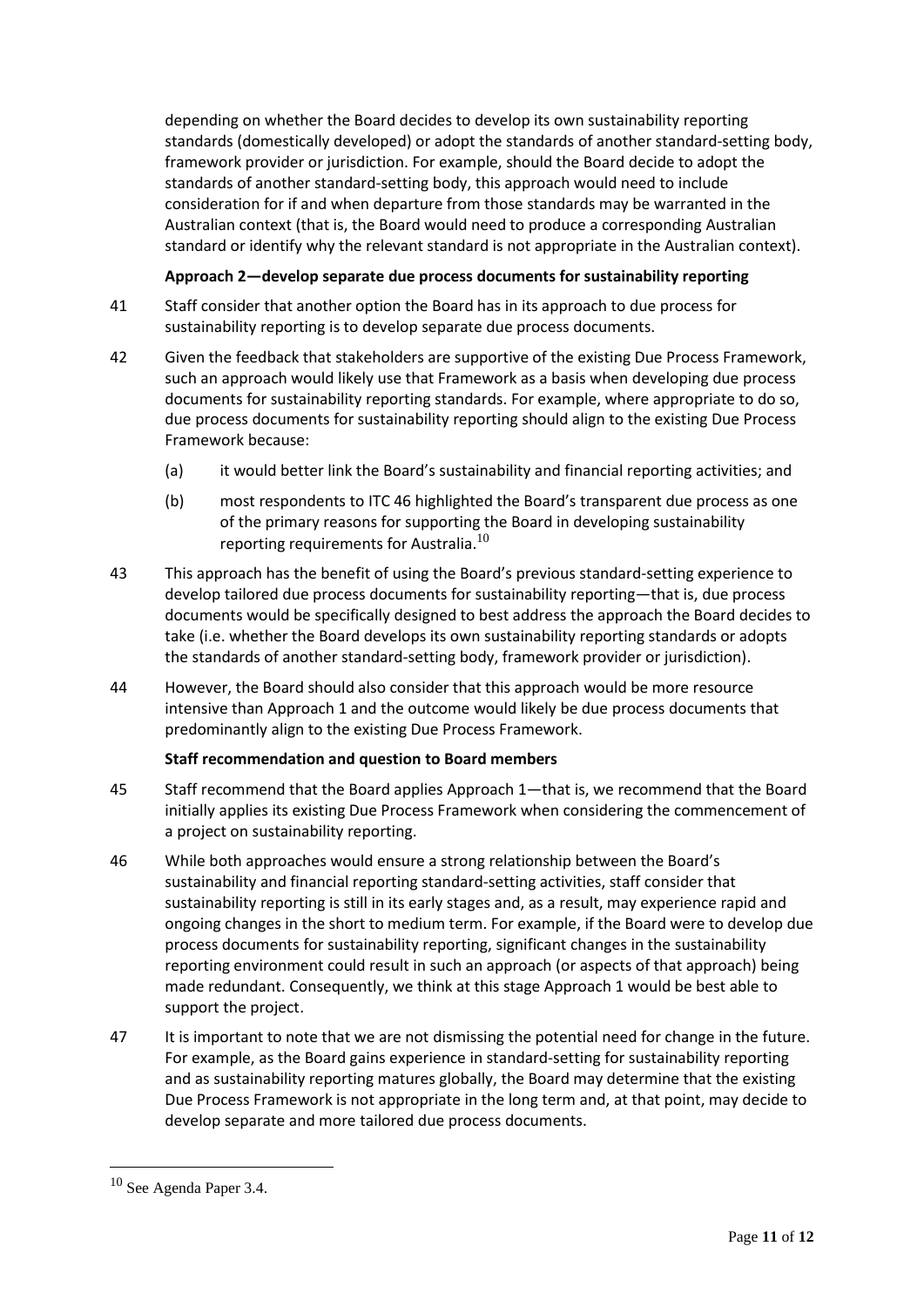depending on whether the Board decides to develop its own sustainability reporting standards (domestically developed) or adopt the standards of another standard-setting body, framework provider or jurisdiction. For example, should the Board decide to adopt the standards of another standard-setting body, this approach would need to include consideration for if and when departure from those standards may be warranted in the Australian context (that is, the Board would need to produce a corresponding Australian standard or identify why the relevant standard is not appropriate in the Australian context).

**Approach 2—develop separate due process documents for sustainability reporting**

41 Staff consider that another option the Board has in its approach to due process for sustainability reporting is to develop separate due process documents.

42 Given the feedback that stakeholders are supportive of the existing Due Process Framework, such an approach would likely use that Framework as a basis when developing due process documents for sustainability reporting standards. For example, where appropriate to do so, due process documents for sustainability reporting should align to the existing Due Process Framework because:

(a) it would better link the Board's sustainability and financial reporting activities; and

(b) most respondents to ITC 46 highlighted the Board's transparent due process as one of the primary reasons for supporting the Board in developing sustainability reporting requirements for Australia.[10]

43 This approach has the benefit of using the Board's previous standard-setting experience to develop tailored due process documents for sustainability reporting—that is, due process documents would be specifically designed to best address the approach the Board decides to take (i.e. whether the Board develops its own sustainability reporting standards or adopts the standards of another standard-setting body, framework provider or jurisdiction).

44 However, the Board should also consider that this approach would be more resource intensive than Approach 1 and the outcome would likely be due process documents that predominantly align to the existing Due Process Framework.

**Staff recommendation and question to Board members**

45 Staff recommend that the Board applies Approach 1—that is, we recommend that the Board initially applies its existing Due Process Framework when considering the commencement of a project on sustainability reporting.

46 While both approaches would ensure a strong relationship between the Board's sustainability and financial reporting standard-setting activities, staff consider that sustainability reporting is still in its early stages and, as a result, may experience rapid and ongoing changes in the short to medium term. For example, if the Board were to develop due process documents for sustainability reporting, significant changes in the sustainability reporting environment could result in such an approach (or aspects of that approach) being made redundant. Consequently, we think at this stage Approach 1 would be best able to support the project.

47 It is important to note that we are not dismissing the potential need for change in the future. For example, as the Board gains experience in standard-setting for sustainability reporting and as sustainability reporting matures globally, the Board may determine that the existing Due Process Framework is not appropriate in the long term and, at that point, may decide to develop separate and more tailored due process documents.

[10] See Agenda Paper 3.4.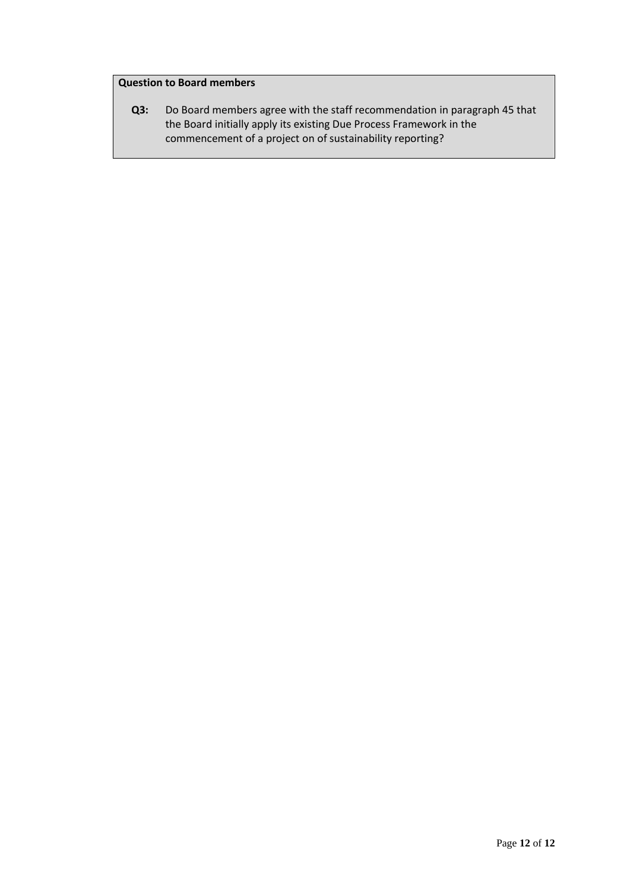**Question to Board members**

**Q3:** Do Board members agree with the staff recommendation in paragraph 45 that the Board initially apply its existing Due Process Framework in the commencement of a project on of sustainability reporting?